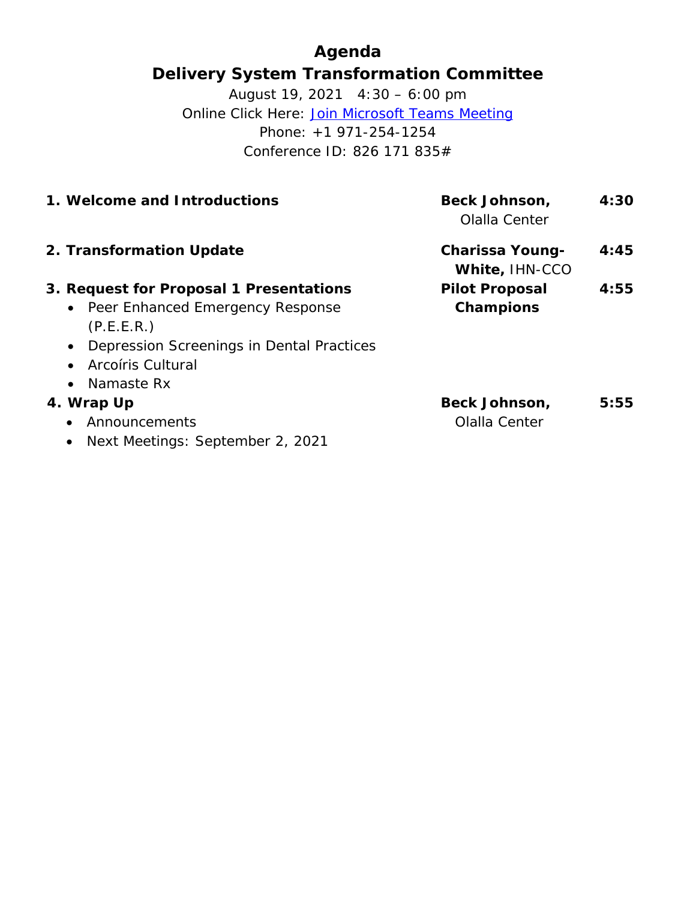# Agenda

## Delivery System Transformation Committee

August 19, 2021 4:30 – 6:00 pm

Online Click Here: [Join Microsoft Teams Meeting]

Phone: +1 971-254-1254

Conference ID: 826 171 835#

| Item | Presenter | Time |
|---|---|---|
| **1. Welcome and Introductions** | **Beck Johnson,** Olalla Center | **4:30** |
| **2. Transformation Update** | **Charissa Young-White,** IHN-CCO | **4:45** |
| **3. Request for Proposal 1 Presentations**<br>• Peer Enhanced Emergency Response (P.E.E.R.)<br>• Depression Screenings in Dental Practices<br>• Arcoíris Cultural<br>• Namaste Rx | **Pilot Proposal Champions** | **4:55** |
| **4. Wrap Up**<br>• Announcements<br>• Next Meetings: September 2, 2021 | **Beck Johnson,** Olalla Center | **5:55** |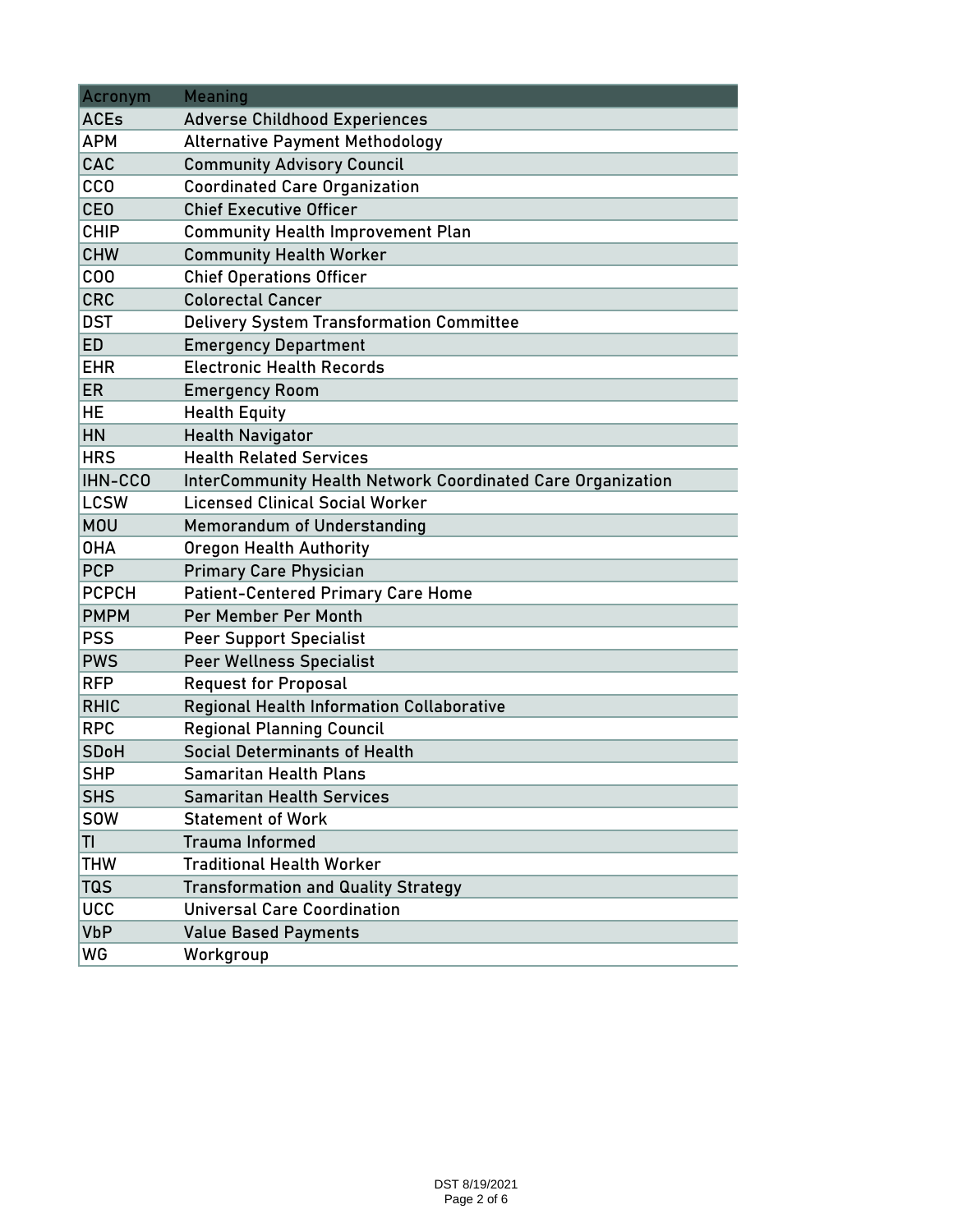| Acronym | Meaning |
|---|---|
| ACEs | Adverse Childhood Experiences |
| APM | Alternative Payment Methodology |
| CAC | Community Advisory Council |
| CCO | Coordinated Care Organization |
| CEO | Chief Executive Officer |
| CHIP | Community Health Improvement Plan |
| CHW | Community Health Worker |
| COO | Chief Operations Officer |
| CRC | Colorectal Cancer |
| DST | Delivery System Transformation Committee |
| ED | Emergency Department |
| EHR | Electronic Health Records |
| ER | Emergency Room |
| HE | Health Equity |
| HN | Health Navigator |
| HRS | Health Related Services |
| IHN-CCO | InterCommunity Health Network Coordinated Care Organization |
| LCSW | Licensed Clinical Social Worker |
| MOU | Memorandum of Understanding |
| OHA | Oregon Health Authority |
| PCP | Primary Care Physician |
| PCPCH | Patient-Centered Primary Care Home |
| PMPM | Per Member Per Month |
| PSS | Peer Support Specialist |
| PWS | Peer Wellness Specialist |
| RFP | Request for Proposal |
| RHIC | Regional Health Information Collaborative |
| RPC | Regional Planning Council |
| SDoH | Social Determinants of Health |
| SHP | Samaritan Health Plans |
| SHS | Samaritan Health Services |
| SOW | Statement of Work |
| TI | Trauma Informed |
| THW | Traditional Health Worker |
| TQS | Transformation and Quality Strategy |
| UCC | Universal Care Coordination |
| VbP | Value Based Payments |
| WG | Workgroup |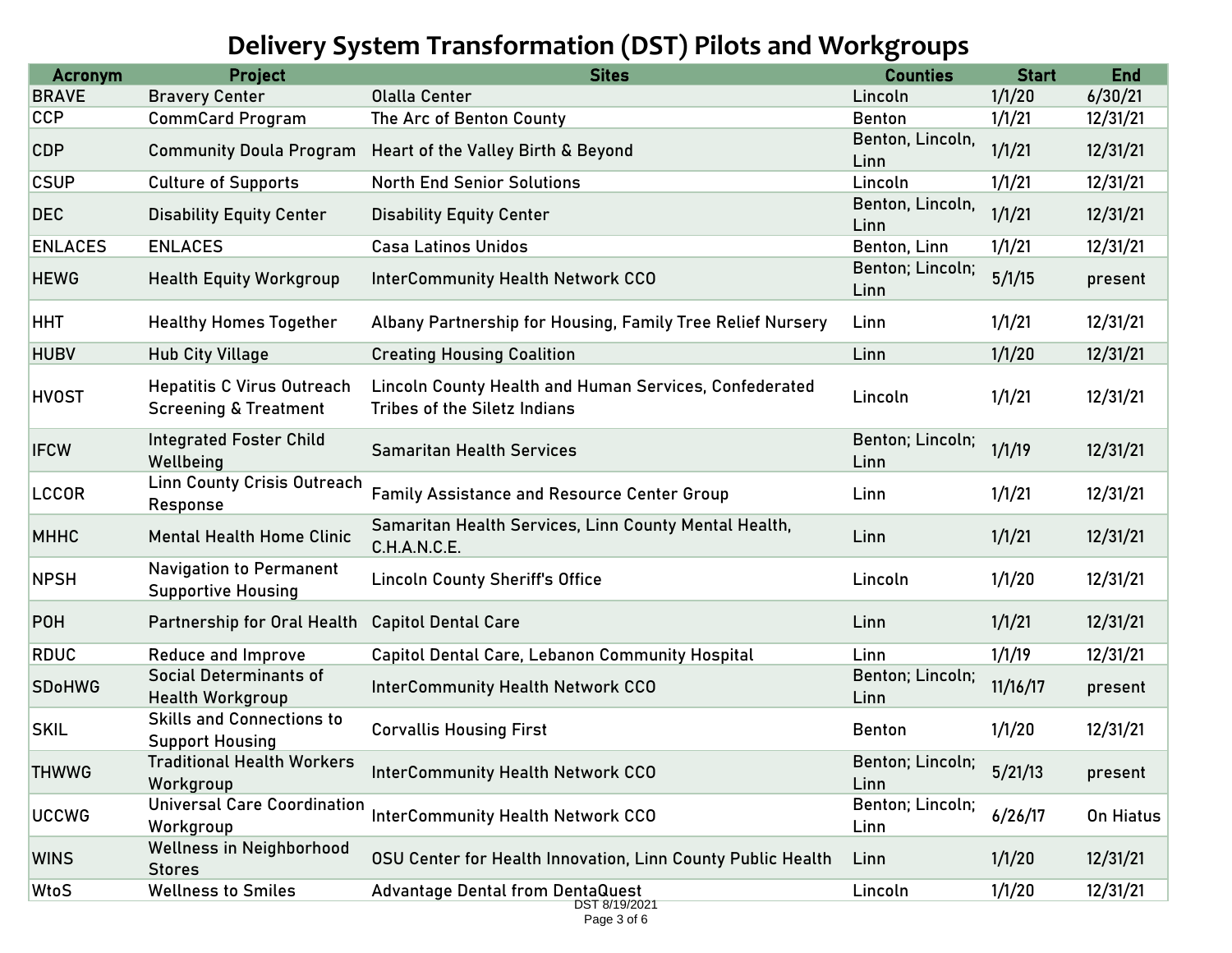# Delivery System Transformation (DST) Pilots and Workgroups

| Acronym | Project | Sites | Counties | Start | End |
|---|---|---|---|---|---|
| BRAVE | Bravery Center | Olalla Center | Lincoln | 1/1/20 | 6/30/21 |
| CCP | CommCard Program | The Arc of Benton County | Benton | 1/1/21 | 12/31/21 |
| CDP | Community Doula Program | Heart of the Valley Birth & Beyond | Benton, Lincoln, Linn | 1/1/21 | 12/31/21 |
| CSUP | Culture of Supports | North End Senior Solutions | Lincoln | 1/1/21 | 12/31/21 |
| DEC | Disability Equity Center | Disability Equity Center | Benton, Lincoln, Linn | 1/1/21 | 12/31/21 |
| ENLACES | ENLACES | Casa Latinos Unidos | Benton, Linn | 1/1/21 | 12/31/21 |
| HEWG | Health Equity Workgroup | InterCommunity Health Network CCO | Benton; Lincoln; Linn | 5/1/15 | present |
| HHT | Healthy Homes Together | Albany Partnership for Housing, Family Tree Relief Nursery | Linn | 1/1/21 | 12/31/21 |
| HUBV | Hub City Village | Creating Housing Coalition | Linn | 1/1/20 | 12/31/21 |
| HVOST | Hepatitis C Virus Outreach Screening & Treatment | Lincoln County Health and Human Services, Confederated Tribes of the Siletz Indians | Lincoln | 1/1/21 | 12/31/21 |
| IFCW | Integrated Foster Child Wellbeing | Samaritan Health Services | Benton; Lincoln; Linn | 1/1/19 | 12/31/21 |
| LCCOR | Linn County Crisis Outreach Response | Family Assistance and Resource Center Group | Linn | 1/1/21 | 12/31/21 |
| MHHC | Mental Health Home Clinic | Samaritan Health Services, Linn County Mental Health, C.H.A.N.C.E. | Linn | 1/1/21 | 12/31/21 |
| NPSH | Navigation to Permanent Supportive Housing | Lincoln County Sheriff's Office | Lincoln | 1/1/20 | 12/31/21 |
| POH | Partnership for Oral Health | Capitol Dental Care | Linn | 1/1/21 | 12/31/21 |
| RDUC | Reduce and Improve | Capitol Dental Care, Lebanon Community Hospital | Linn | 1/1/19 | 12/31/21 |
| SDoHWG | Social Determinants of Health Workgroup | InterCommunity Health Network CCO | Benton; Lincoln; Linn | 11/16/17 | present |
| SKIL | Skills and Connections to Support Housing | Corvallis Housing First | Benton | 1/1/20 | 12/31/21 |
| THWWG | Traditional Health Workers Workgroup | InterCommunity Health Network CCO | Benton; Lincoln; Linn | 5/21/13 | present |
| UCCWG | Universal Care Coordination Workgroup | InterCommunity Health Network CCO | Benton; Lincoln; Linn | 6/26/17 | On Hiatus |
| WINS | Wellness in Neighborhood Stores | OSU Center for Health Innovation, Linn County Public Health | Linn | 1/1/20 | 12/31/21 |
| WtoS | Wellness to Smiles | Advantage Dental from DentaQuest | Lincoln | 1/1/20 | 12/31/21 |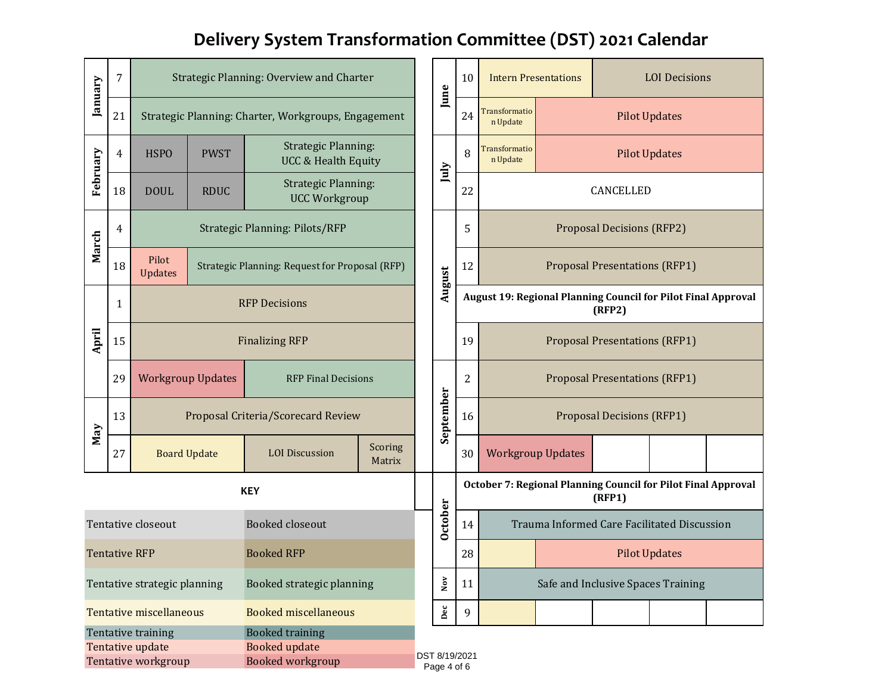# Delivery System Transformation Committee (DST) 2021 Calendar

| Month | Date | Agenda | | |
|---|---|---|---|---|
| January | 7 | Strategic Planning: Overview and Charter | | |
| January | 21 | Strategic Planning: Charter, Workgroups, Engagement | | |
| February | 4 | HSPO | PWST | Strategic Planning: UCC & Health Equity |
| February | 18 | DOUL | RDUC | Strategic Planning: UCC Workgroup |
| March | 4 | Strategic Planning: Pilots/RFP | | |
| March | 18 | Pilot Updates | Strategic Planning: Request for Proposal (RFP) | |
| April | 1 | RFP Decisions | | |
| April | 15 | Finalizing RFP | | |
| April | 29 | Workgroup Updates | RFP Final Decisions | |
| May | 13 | Proposal Criteria/Scorecard Review | | |
| May | 27 | Board Update | LOI Discussion | Scoring Matrix |

| Month | Date | Agenda | | | | |
|---|---|---|---|---|---|---|
| June | 10 | Intern Presentations | LOI Decisions | | | |
| June | 24 | Transformation Update | Pilot Updates | | | |
| July | 8 | Transformation Update | Pilot Updates | | | |
| July | 22 | CANCELLED | | | | |
| August | 5 | Proposal Decisions (RFP2) | | | | |
| August | 12 | Proposal Presentations (RFP1) | | | | |
| August | | **August 19: Regional Planning Council for Pilot Final Approval (RFP2)** | | | | |
| August | 19 | Proposal Presentations (RFP1) | | | | |
| September | 2 | Proposal Presentations (RFP1) | | | | |
| September | 16 | Proposal Decisions (RFP1) | | | | |
| September | 30 | Workgroup Updates | | | | |
| October | | **October 7: Regional Planning Council for Pilot Final Approval (RFP1)** | | | | |
| October | 14 | Trauma Informed Care Facilitated Discussion | | | | |
| October | 28 | | Pilot Updates | | | |
| Nov | 11 | Safe and Inclusive Spaces Training | | | | |
| Dec | 9 | | | | | |

**KEY**

| Tentative | Booked |
|---|---|
| Tentative closeout | Booked closeout |
| Tentative RFP | Booked RFP |
| Tentative strategic planning | Booked strategic planning |
| Tentative miscellaneous | Booked miscellaneous |
| Tentative training | Booked training |
| Tentative update | Booked update |
| Tentative workgroup | Booked workgroup |

DST 8/19/2021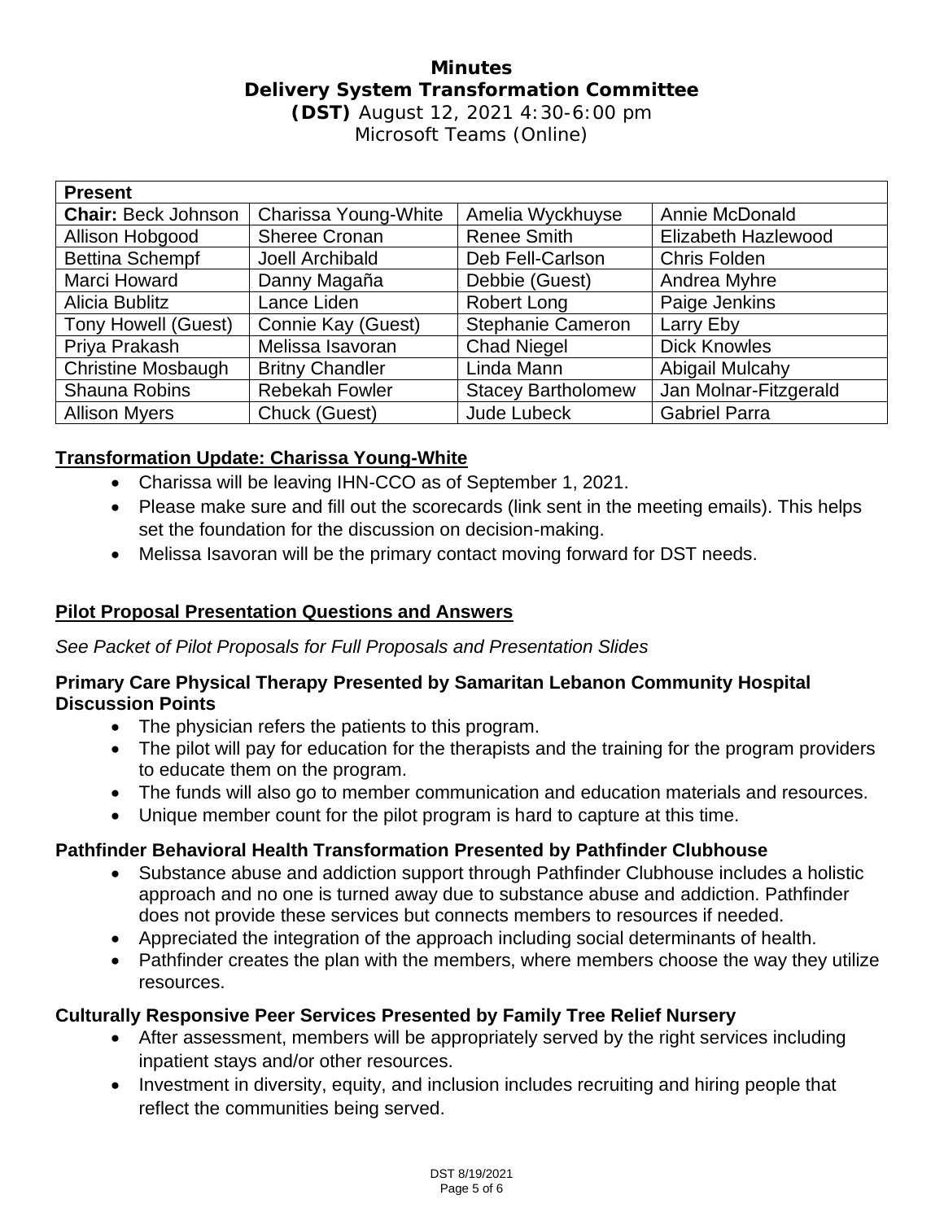# Minutes
## Delivery System Transformation Committee
**(DST)** August 12, 2021 4:30-6:00 pm
Microsoft Teams (Online)

| **Present** | | | |
|---|---|---|---|
| **Chair:** Beck Johnson | Charissa Young-White | Amelia Wyckhuyse | Annie McDonald |
| Allison Hobgood | Sheree Cronan | Renee Smith | Elizabeth Hazlewood |
| Bettina Schempf | Joell Archibald | Deb Fell-Carlson | Chris Folden |
| Marci Howard | Danny Magaña | Debbie (Guest) | Andrea Myhre |
| Alicia Bublitz | Lance Liden | Robert Long | Paige Jenkins |
| Tony Howell (Guest) | Connie Kay (Guest) | Stephanie Cameron | Larry Eby |
| Priya Prakash | Melissa Isavoran | Chad Niegel | Dick Knowles |
| Christine Mosbaugh | Britny Chandler | Linda Mann | Abigail Mulcahy |
| Shauna Robins | Rebekah Fowler | Stacey Bartholomew | Jan Molnar-Fitzgerald |
| Allison Myers | Chuck (Guest) | Jude Lubeck | Gabriel Parra |

**Transformation Update: Charissa Young-White**

- Charissa will be leaving IHN-CCO as of September 1, 2021.
- Please make sure and fill out the scorecards (link sent in the meeting emails). This helps set the foundation for the discussion on decision-making.
- Melissa Isavoran will be the primary contact moving forward for DST needs.

**Pilot Proposal Presentation Questions and Answers**

*See Packet of Pilot Proposals for Full Proposals and Presentation Slides*

**Primary Care Physical Therapy Presented by Samaritan Lebanon Community Hospital Discussion Points**

- The physician refers the patients to this program.
- The pilot will pay for education for the therapists and the training for the program providers to educate them on the program.
- The funds will also go to member communication and education materials and resources.
- Unique member count for the pilot program is hard to capture at this time.

**Pathfinder Behavioral Health Transformation Presented by Pathfinder Clubhouse**

- Substance abuse and addiction support through Pathfinder Clubhouse includes a holistic approach and no one is turned away due to substance abuse and addiction. Pathfinder does not provide these services but connects members to resources if needed.
- Appreciated the integration of the approach including social determinants of health.
- Pathfinder creates the plan with the members, where members choose the way they utilize resources.

**Culturally Responsive Peer Services Presented by Family Tree Relief Nursery**

- After assessment, members will be appropriately served by the right services including inpatient stays and/or other resources.
- Investment in diversity, equity, and inclusion includes recruiting and hiring people that reflect the communities being served.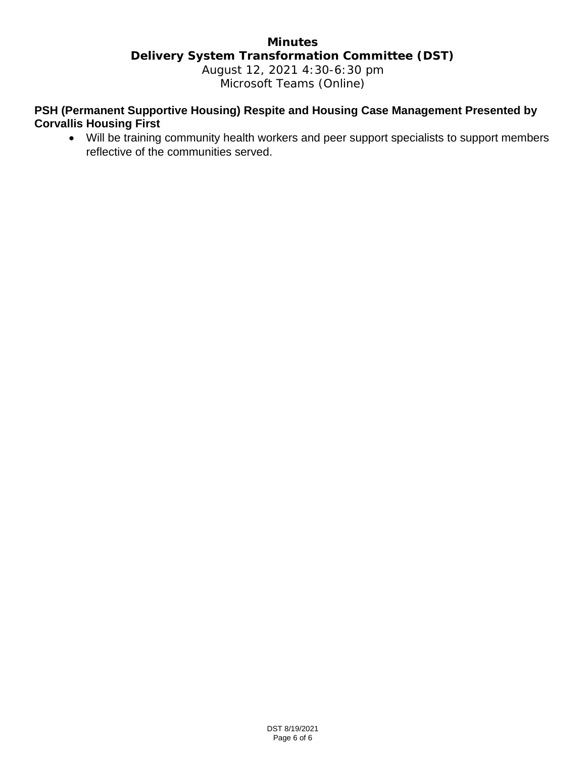**Minutes**
**Delivery System Transformation Committee (DST)**
August 12, 2021 4:30-6:30 pm
Microsoft Teams (Online)

**PSH (Permanent Supportive Housing) Respite and Housing Case Management Presented by Corvallis Housing First**

- Will be training community health workers and peer support specialists to support members reflective of the communities served.